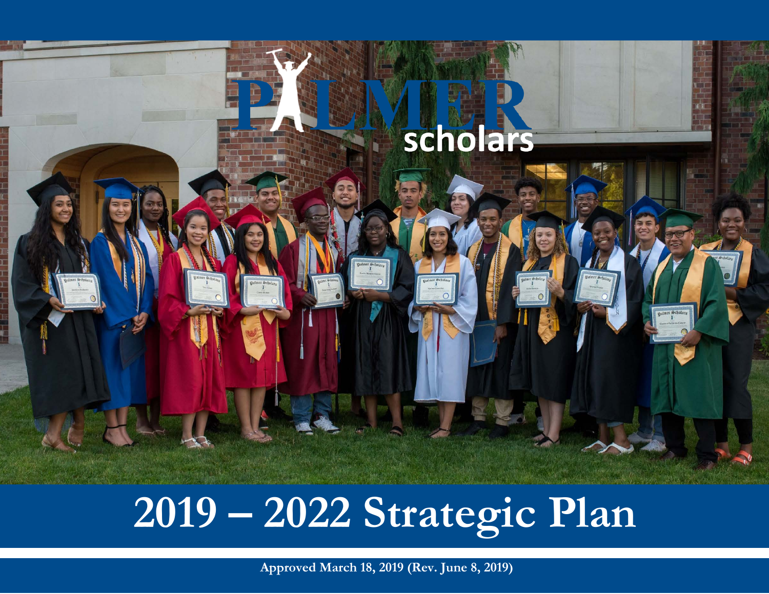PALMER scholars

# 2019 – 2022 Strategic Plan

**Approved March 18, 2019 (Rev. June 8, 2019)**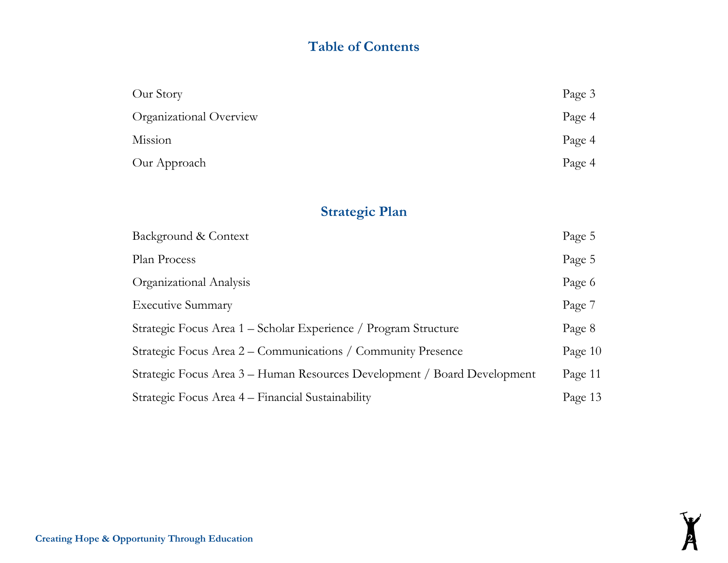## Table of Contents

| | |
|---|---|
| Our Story | Page 3 |
| Organizational Overview | Page 4 |
| Mission | Page 4 |
| Our Approach | Page 4 |

## Strategic Plan

| | |
|---|---|
| Background & Context | Page 5 |
| Plan Process | Page 5 |
| Organizational Analysis | Page 6 |
| Executive Summary | Page 7 |
| Strategic Focus Area 1 – Scholar Experience / Program Structure | Page 8 |
| Strategic Focus Area 2 – Communications / Community Presence | Page 10 |
| Strategic Focus Area 3 – Human Resources Development / Board Development | Page 11 |
| Strategic Focus Area 4 – Financial Sustainability | Page 13 |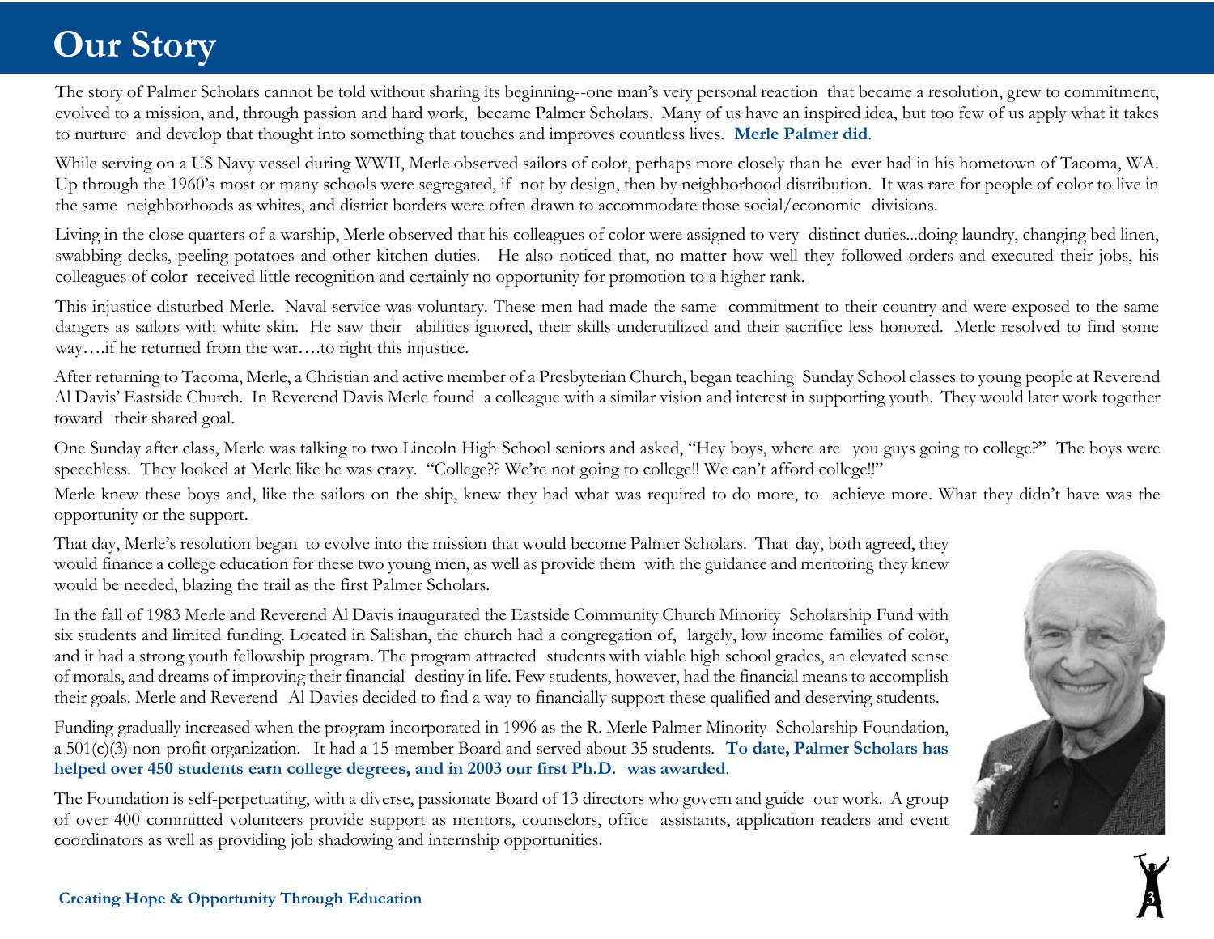# Our Story

The story of Palmer Scholars cannot be told without sharing its beginning--one man's very personal reaction that became a resolution, grew to commitment, evolved to a mission, and, through passion and hard work, became Palmer Scholars. Many of us have an inspired idea, but too few of us apply what it takes to nurture and develop that thought into something that touches and improves countless lives. **Merle Palmer did**.

While serving on a US Navy vessel during WWII, Merle observed sailors of color, perhaps more closely than he ever had in his hometown of Tacoma, WA. Up through the 1960's most or many schools were segregated, if not by design, then by neighborhood distribution. It was rare for people of color to live in the same neighborhoods as whites, and district borders were often drawn to accommodate those social/economic divisions.

Living in the close quarters of a warship, Merle observed that his colleagues of color were assigned to very distinct duties...doing laundry, changing bed linen, swabbing decks, peeling potatoes and other kitchen duties. He also noticed that, no matter how well they followed orders and executed their jobs, his colleagues of color received little recognition and certainly no opportunity for promotion to a higher rank.

This injustice disturbed Merle. Naval service was voluntary. These men had made the same commitment to their country and were exposed to the same dangers as sailors with white skin. He saw their abilities ignored, their skills underutilized and their sacrifice less honored. Merle resolved to find some way….if he returned from the war….to right this injustice.

After returning to Tacoma, Merle, a Christian and active member of a Presbyterian Church, began teaching Sunday School classes to young people at Reverend Al Davis' Eastside Church. In Reverend Davis Merle found a colleague with a similar vision and interest in supporting youth. They would later work together toward their shared goal.

One Sunday after class, Merle was talking to two Lincoln High School seniors and asked, "Hey boys, where are you guys going to college?" The boys were speechless. They looked at Merle like he was crazy. "College?? We're not going to college!! We can't afford college!!"

Merle knew these boys and, like the sailors on the ship, knew they had what was required to do more, to achieve more. What they didn't have was the opportunity or the support.

That day, Merle's resolution began to evolve into the mission that would become Palmer Scholars. That day, both agreed, they would finance a college education for these two young men, as well as provide them with the guidance and mentoring they knew would be needed, blazing the trail as the first Palmer Scholars.

In the fall of 1983 Merle and Reverend Al Davis inaugurated the Eastside Community Church Minority Scholarship Fund with six students and limited funding. Located in Salishan, the church had a congregation of, largely, low income families of color, and it had a strong youth fellowship program. The program attracted students with viable high school grades, an elevated sense of morals, and dreams of improving their financial destiny in life. Few students, however, had the financial means to accomplish their goals. Merle and Reverend Al Davies decided to find a way to financially support these qualified and deserving students.

Funding gradually increased when the program incorporated in 1996 as the R. Merle Palmer Minority Scholarship Foundation, a 501(c)(3) non-profit organization. It had a 15-member Board and served about 35 students. **To date, Palmer Scholars has helped over 450 students earn college degrees, and in 2003 our first Ph.D. was awarded**.

The Foundation is self-perpetuating, with a diverse, passionate Board of 13 directors who govern and guide our work. A group of over 400 committed volunteers provide support as mentors, counselors, office assistants, application readers and event coordinators as well as providing job shadowing and internship opportunities.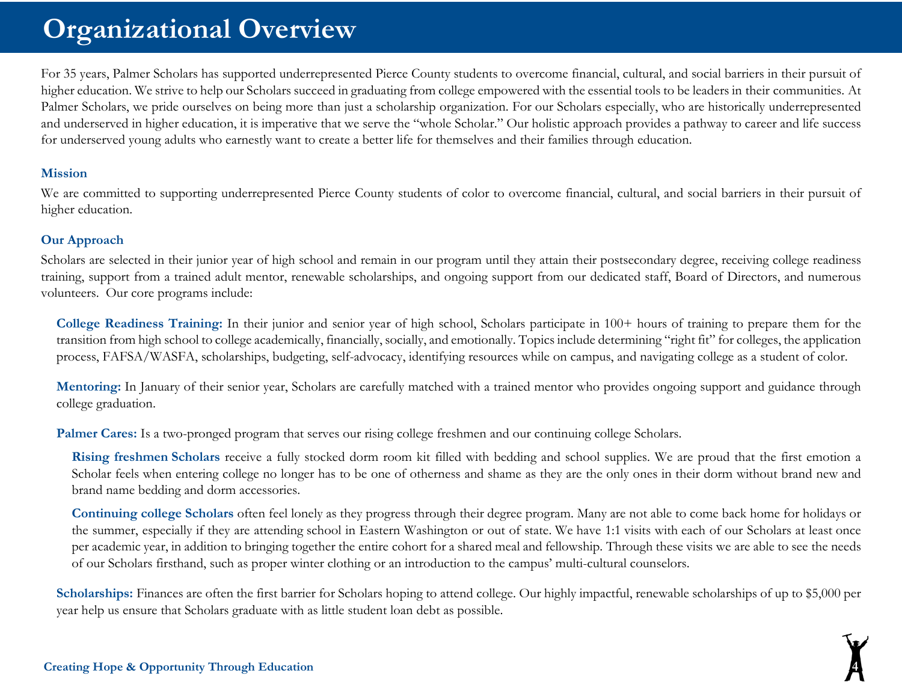# Organizational Overview

For 35 years, Palmer Scholars has supported underrepresented Pierce County students to overcome financial, cultural, and social barriers in their pursuit of higher education. We strive to help our Scholars succeed in graduating from college empowered with the essential tools to be leaders in their communities. At Palmer Scholars, we pride ourselves on being more than just a scholarship organization. For our Scholars especially, who are historically underrepresented and underserved in higher education, it is imperative that we serve the "whole Scholar." Our holistic approach provides a pathway to career and life success for underserved young adults who earnestly want to create a better life for themselves and their families through education.

### Mission

We are committed to supporting underrepresented Pierce County students of color to overcome financial, cultural, and social barriers in their pursuit of higher education.

### Our Approach

Scholars are selected in their junior year of high school and remain in our program until they attain their postsecondary degree, receiving college readiness training, support from a trained adult mentor, renewable scholarships, and ongoing support from our dedicated staff, Board of Directors, and numerous volunteers. Our core programs include:

**College Readiness Training:** In their junior and senior year of high school, Scholars participate in 100+ hours of training to prepare them for the transition from high school to college academically, financially, socially, and emotionally. Topics include determining "right fit" for colleges, the application process, FAFSA/WASFA, scholarships, budgeting, self-advocacy, identifying resources while on campus, and navigating college as a student of color.

**Mentoring:** In January of their senior year, Scholars are carefully matched with a trained mentor who provides ongoing support and guidance through college graduation.

**Palmer Cares:** Is a two-pronged program that serves our rising college freshmen and our continuing college Scholars.

**Rising freshmen Scholars** receive a fully stocked dorm room kit filled with bedding and school supplies. We are proud that the first emotion a Scholar feels when entering college no longer has to be one of otherness and shame as they are the only ones in their dorm without brand new and brand name bedding and dorm accessories.

**Continuing college Scholars** often feel lonely as they progress through their degree program. Many are not able to come back home for holidays or the summer, especially if they are attending school in Eastern Washington or out of state. We have 1:1 visits with each of our Scholars at least once per academic year, in addition to bringing together the entire cohort for a shared meal and fellowship. Through these visits we are able to see the needs of our Scholars firsthand, such as proper winter clothing or an introduction to the campus' multi-cultural counselors.

**Scholarships:** Finances are often the first barrier for Scholars hoping to attend college. Our highly impactful, renewable scholarships of up to $5,000 per year help us ensure that Scholars graduate with as little student loan debt as possible.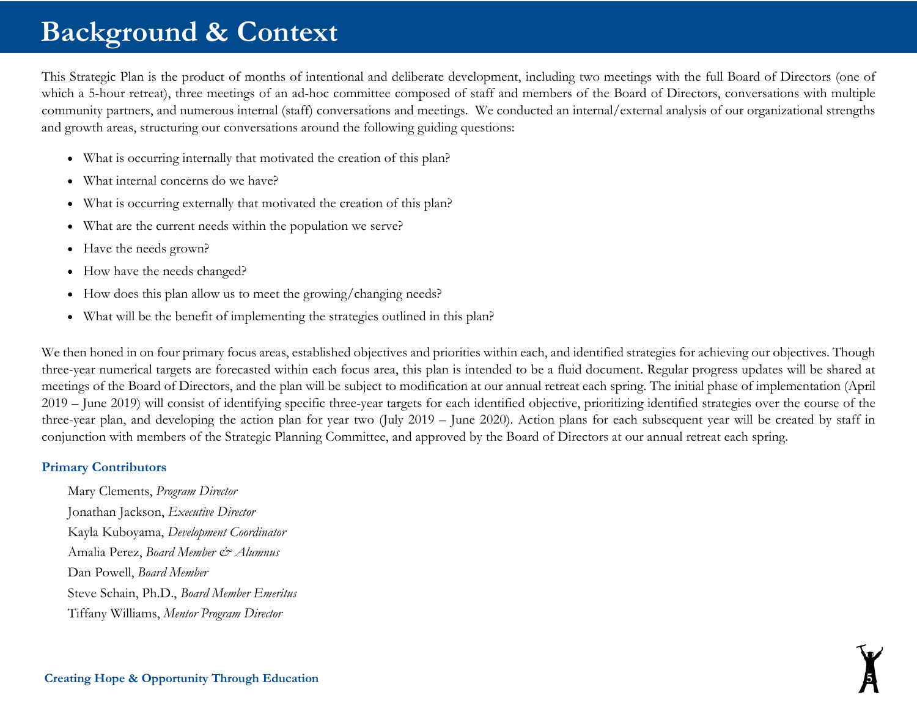# Background & Context

This Strategic Plan is the product of months of intentional and deliberate development, including two meetings with the full Board of Directors (one of which a 5-hour retreat), three meetings of an ad-hoc committee composed of staff and members of the Board of Directors, conversations with multiple community partners, and numerous internal (staff) conversations and meetings. We conducted an internal/external analysis of our organizational strengths and growth areas, structuring our conversations around the following guiding questions:

- What is occurring internally that motivated the creation of this plan?
- What internal concerns do we have?
- What is occurring externally that motivated the creation of this plan?
- What are the current needs within the population we serve?
- Have the needs grown?
- How have the needs changed?
- How does this plan allow us to meet the growing/changing needs?
- What will be the benefit of implementing the strategies outlined in this plan?

We then honed in on four primary focus areas, established objectives and priorities within each, and identified strategies for achieving our objectives. Though three-year numerical targets are forecasted within each focus area, this plan is intended to be a fluid document. Regular progress updates will be shared at meetings of the Board of Directors, and the plan will be subject to modification at our annual retreat each spring. The initial phase of implementation (April 2019 – June 2019) will consist of identifying specific three-year targets for each identified objective, prioritizing identified strategies over the course of the three-year plan, and developing the action plan for year two (July 2019 – June 2020). Action plans for each subsequent year will be created by staff in conjunction with members of the Strategic Planning Committee, and approved by the Board of Directors at our annual retreat each spring.

### Primary Contributors

Mary Clements, *Program Director*
Jonathan Jackson, *Executive Director*
Kayla Kuboyama, *Development Coordinator*
Amalia Perez, *Board Member & Alumnus*
Dan Powell, *Board Member*
Steve Schain, Ph.D., *Board Member Emeritus*
Tiffany Williams, *Mentor Program Director*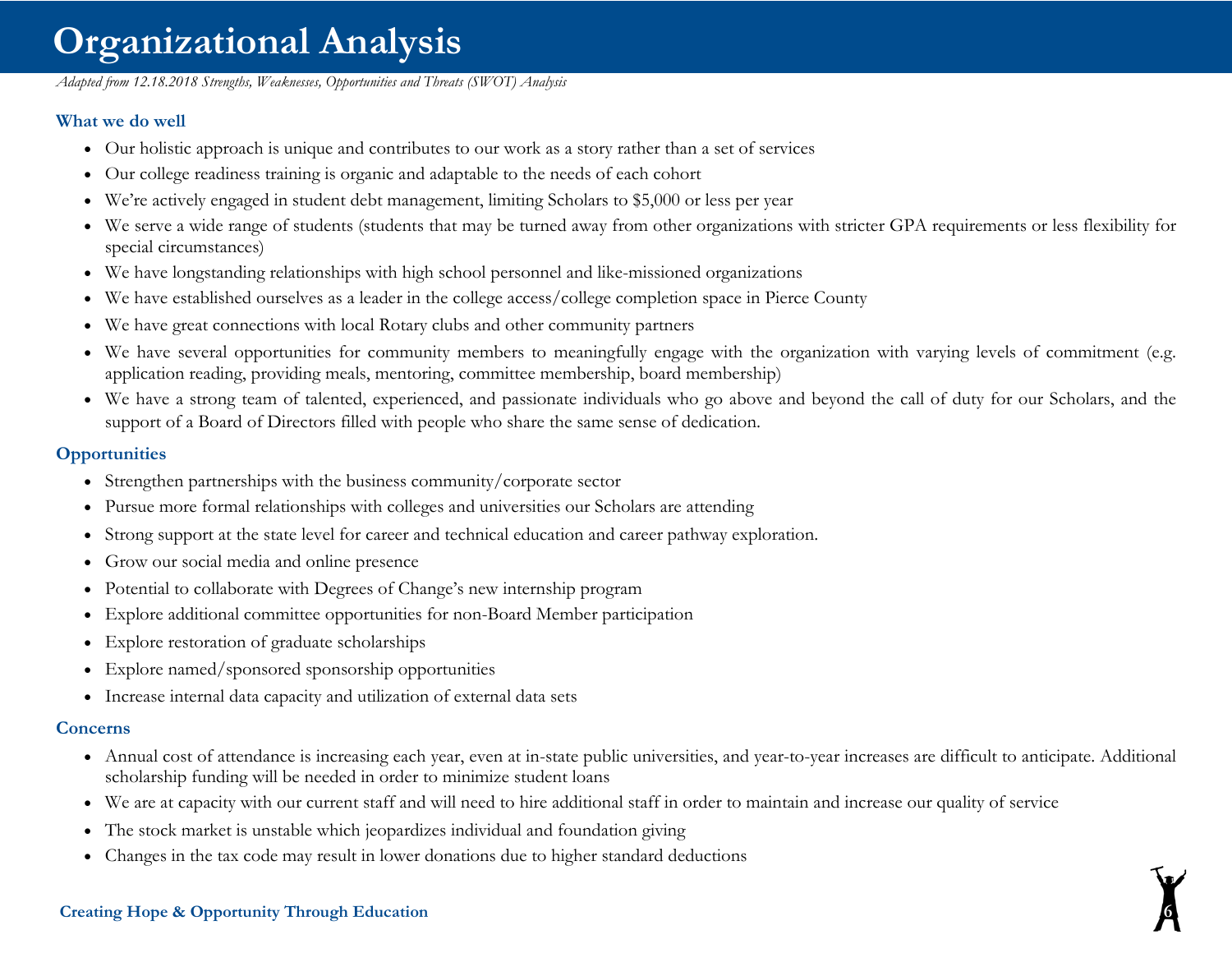# Organizational Analysis

*Adapted from 12.18.2018 Strengths, Weaknesses, Opportunities and Threats (SWOT) Analysis*

### What we do well

- Our holistic approach is unique and contributes to our work as a story rather than a set of services
- Our college readiness training is organic and adaptable to the needs of each cohort
- We're actively engaged in student debt management, limiting Scholars to $5,000 or less per year
- We serve a wide range of students (students that may be turned away from other organizations with stricter GPA requirements or less flexibility for special circumstances)
- We have longstanding relationships with high school personnel and like-missioned organizations
- We have established ourselves as a leader in the college access/college completion space in Pierce County
- We have great connections with local Rotary clubs and other community partners
- We have several opportunities for community members to meaningfully engage with the organization with varying levels of commitment (e.g. application reading, providing meals, mentoring, committee membership, board membership)
- We have a strong team of talented, experienced, and passionate individuals who go above and beyond the call of duty for our Scholars, and the support of a Board of Directors filled with people who share the same sense of dedication.

### Opportunities

- Strengthen partnerships with the business community/corporate sector
- Pursue more formal relationships with colleges and universities our Scholars are attending
- Strong support at the state level for career and technical education and career pathway exploration.
- Grow our social media and online presence
- Potential to collaborate with Degrees of Change's new internship program
- Explore additional committee opportunities for non-Board Member participation
- Explore restoration of graduate scholarships
- Explore named/sponsored sponsorship opportunities
- Increase internal data capacity and utilization of external data sets

### Concerns

- Annual cost of attendance is increasing each year, even at in-state public universities, and year-to-year increases are difficult to anticipate. Additional scholarship funding will be needed in order to minimize student loans
- We are at capacity with our current staff and will need to hire additional staff in order to maintain and increase our quality of service
- The stock market is unstable which jeopardizes individual and foundation giving
- Changes in the tax code may result in lower donations due to higher standard deductions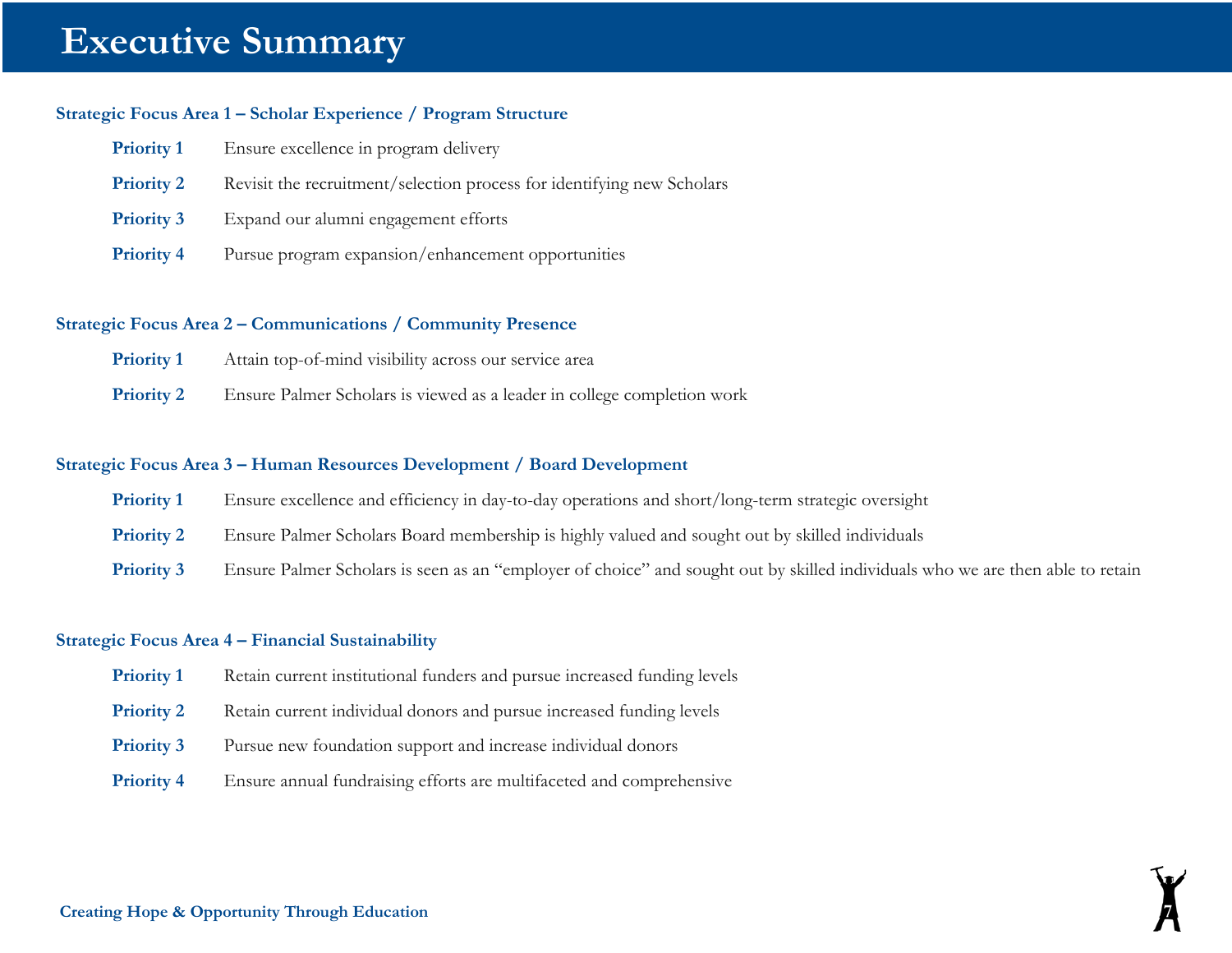# Executive Summary

### Strategic Focus Area 1 – Scholar Experience / Program Structure

- **Priority 1** Ensure excellence in program delivery
- **Priority 2** Revisit the recruitment/selection process for identifying new Scholars
- **Priority 3** Expand our alumni engagement efforts
- **Priority 4** Pursue program expansion/enhancement opportunities

### Strategic Focus Area 2 – Communications / Community Presence

- **Priority 1** Attain top-of-mind visibility across our service area
- **Priority 2** Ensure Palmer Scholars is viewed as a leader in college completion work

### Strategic Focus Area 3 – Human Resources Development / Board Development

- **Priority 1** Ensure excellence and efficiency in day-to-day operations and short/long-term strategic oversight
- **Priority 2** Ensure Palmer Scholars Board membership is highly valued and sought out by skilled individuals
- **Priority 3** Ensure Palmer Scholars is seen as an "employer of choice" and sought out by skilled individuals who we are then able to retain

### Strategic Focus Area 4 – Financial Sustainability

- **Priority 1** Retain current institutional funders and pursue increased funding levels
- **Priority 2** Retain current individual donors and pursue increased funding levels
- **Priority 3** Pursue new foundation support and increase individual donors
- **Priority 4** Ensure annual fundraising efforts are multifaceted and comprehensive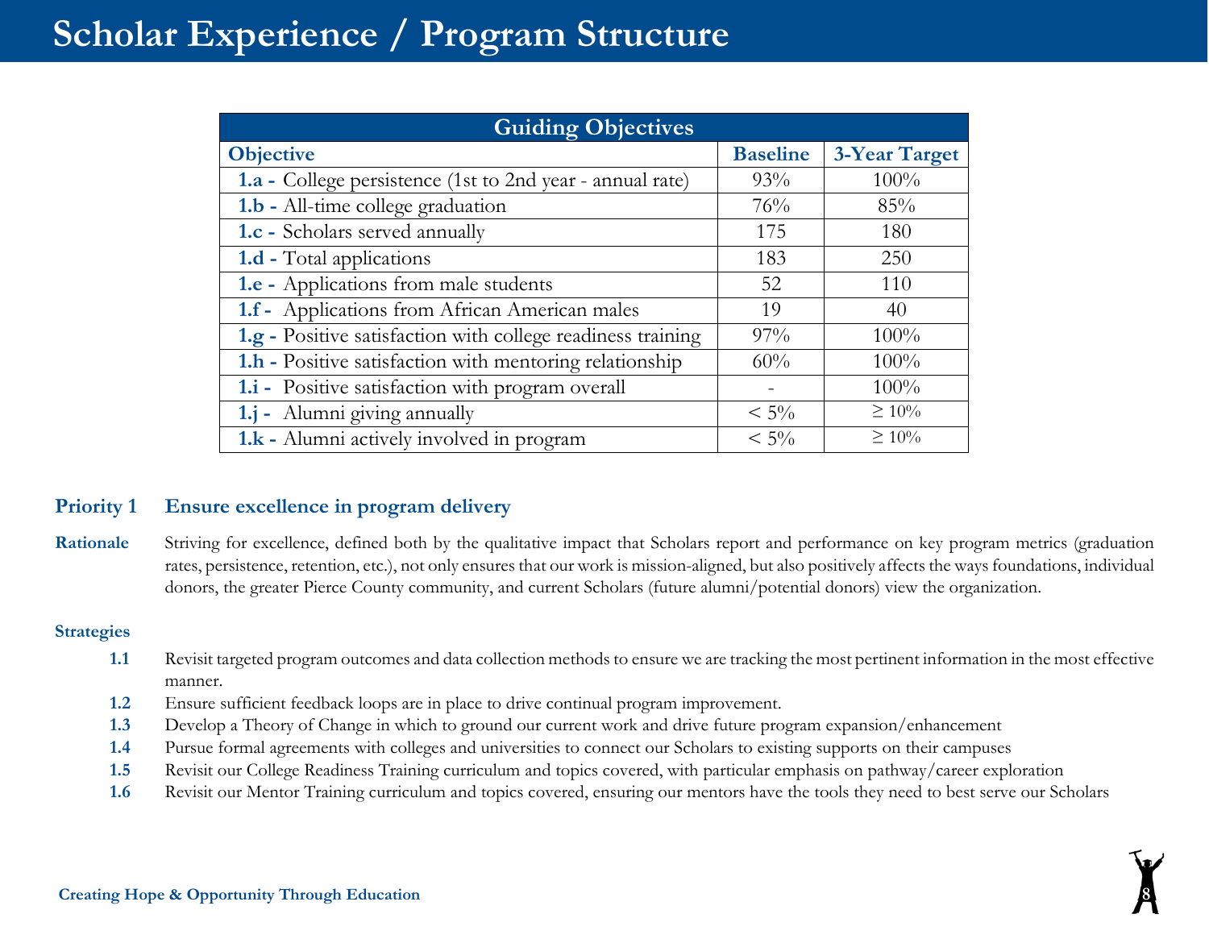# Scholar Experience / Program Structure

| Guiding Objectives | | |
|---|---|---|
| **Objective** | **Baseline** | **3-Year Target** |
| **1.a -** College persistence (1st to 2nd year - annual rate) | 93% | 100% |
| **1.b -** All-time college graduation | 76% | 85% |
| **1.c -** Scholars served annually | 175 | 180 |
| **1.d -** Total applications | 183 | 250 |
| **1.e -** Applications from male students | 52 | 110 |
| **1.f -** Applications from African American males | 19 | 40 |
| **1.g -** Positive satisfaction with college readiness training | 97% | 100% |
| **1.h -** Positive satisfaction with mentoring relationship | 60% | 100% |
| **1.i -** Positive satisfaction with program overall | - | 100% |
| **1.j -** Alumni giving annually | < 5% | ≥ 10% |
| **1.k -** Alumni actively involved in program | < 5% | ≥ 10% |

## Priority 1 Ensure excellence in program delivery

**Rationale** Striving for excellence, defined both by the qualitative impact that Scholars report and performance on key program metrics (graduation rates, persistence, retention, etc.), not only ensures that our work is mission-aligned, but also positively affects the ways foundations, individual donors, the greater Pierce County community, and current Scholars (future alumni/potential donors) view the organization.

**Strategies**

- **1.1** Revisit targeted program outcomes and data collection methods to ensure we are tracking the most pertinent information in the most effective manner.
- **1.2** Ensure sufficient feedback loops are in place to drive continual program improvement.
- **1.3** Develop a Theory of Change in which to ground our current work and drive future program expansion/enhancement
- **1.4** Pursue formal agreements with colleges and universities to connect our Scholars to existing supports on their campuses
- **1.5** Revisit our College Readiness Training curriculum and topics covered, with particular emphasis on pathway/career exploration
- **1.6** Revisit our Mentor Training curriculum and topics covered, ensuring our mentors have the tools they need to best serve our Scholars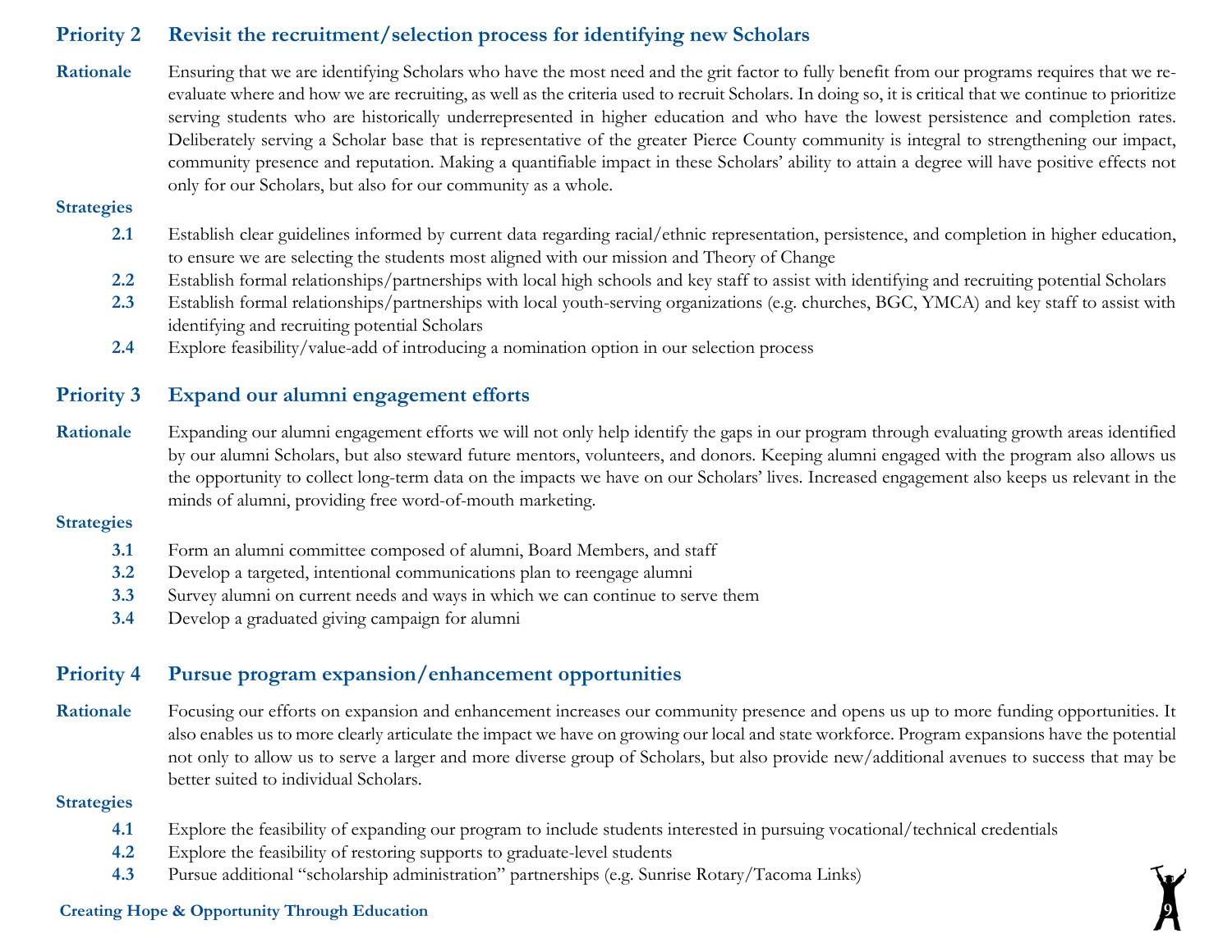## Priority 2 Revisit the recruitment/selection process for identifying new Scholars

**Rationale**

Ensuring that we are identifying Scholars who have the most need and the grit factor to fully benefit from our programs requires that we re-evaluate where and how we are recruiting, as well as the criteria used to recruit Scholars. In doing so, it is critical that we continue to prioritize serving students who are historically underrepresented in higher education and who have the lowest persistence and completion rates. Deliberately serving a Scholar base that is representative of the greater Pierce County community is integral to strengthening our impact, community presence and reputation. Making a quantifiable impact in these Scholars' ability to attain a degree will have positive effects not only for our Scholars, but also for our community as a whole.

**Strategies**

- **2.1** Establish clear guidelines informed by current data regarding racial/ethnic representation, persistence, and completion in higher education, to ensure we are selecting the students most aligned with our mission and Theory of Change
- **2.2** Establish formal relationships/partnerships with local high schools and key staff to assist with identifying and recruiting potential Scholars
- **2.3** Establish formal relationships/partnerships with local youth-serving organizations (e.g. churches, BGC, YMCA) and key staff to assist with identifying and recruiting potential Scholars
- **2.4** Explore feasibility/value-add of introducing a nomination option in our selection process

## Priority 3 Expand our alumni engagement efforts

**Rationale**

Expanding our alumni engagement efforts we will not only help identify the gaps in our program through evaluating growth areas identified by our alumni Scholars, but also steward future mentors, volunteers, and donors. Keeping alumni engaged with the program also allows us the opportunity to collect long-term data on the impacts we have on our Scholars' lives. Increased engagement also keeps us relevant in the minds of alumni, providing free word-of-mouth marketing.

**Strategies**

- **3.1** Form an alumni committee composed of alumni, Board Members, and staff
- **3.2** Develop a targeted, intentional communications plan to reengage alumni
- **3.3** Survey alumni on current needs and ways in which we can continue to serve them
- **3.4** Develop a graduated giving campaign for alumni

## Priority 4 Pursue program expansion/enhancement opportunities

**Rationale**

Focusing our efforts on expansion and enhancement increases our community presence and opens us up to more funding opportunities. It also enables us to more clearly articulate the impact we have on growing our local and state workforce. Program expansions have the potential not only to allow us to serve a larger and more diverse group of Scholars, but also provide new/additional avenues to success that may be better suited to individual Scholars.

**Strategies**

- **4.1** Explore the feasibility of expanding our program to include students interested in pursuing vocational/technical credentials
- **4.2** Explore the feasibility of restoring supports to graduate-level students
- **4.3** Pursue additional "scholarship administration" partnerships (e.g. Sunrise Rotary/Tacoma Links)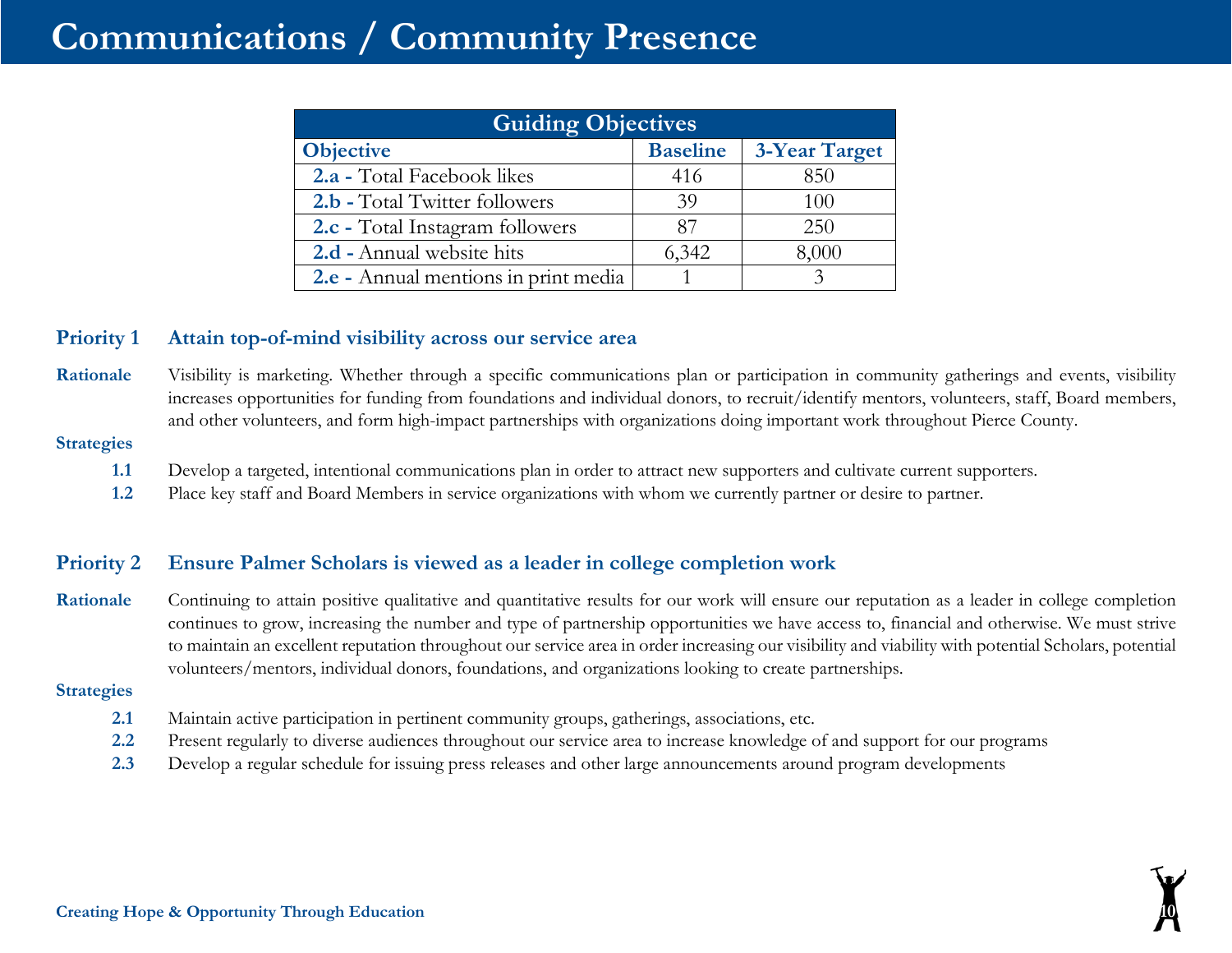# Communications / Community Presence

| Guiding Objectives | | |
|---|---|---|
| **Objective** | **Baseline** | **3-Year Target** |
| **2.a -** Total Facebook likes | 416 | 850 |
| **2.b -** Total Twitter followers | 39 | 100 |
| **2.c -** Total Instagram followers | 87 | 250 |
| **2.d -** Annual website hits | 6,342 | 8,000 |
| **2.e -** Annual mentions in print media | 1 | 3 |

## Priority 1 Attain top-of-mind visibility across our service area

**Rationale** Visibility is marketing. Whether through a specific communications plan or participation in community gatherings and events, visibility increases opportunities for funding from foundations and individual donors, to recruit/identify mentors, volunteers, staff, Board members, and other volunteers, and form high-impact partnerships with organizations doing important work throughout Pierce County.

**Strategies**

- **1.1** Develop a targeted, intentional communications plan in order to attract new supporters and cultivate current supporters.
- **1.2** Place key staff and Board Members in service organizations with whom we currently partner or desire to partner.

## Priority 2 Ensure Palmer Scholars is viewed as a leader in college completion work

**Rationale** Continuing to attain positive qualitative and quantitative results for our work will ensure our reputation as a leader in college completion continues to grow, increasing the number and type of partnership opportunities we have access to, financial and otherwise. We must strive to maintain an excellent reputation throughout our service area in order increasing our visibility and viability with potential Scholars, potential volunteers/mentors, individual donors, foundations, and organizations looking to create partnerships.

**Strategies**

- **2.1** Maintain active participation in pertinent community groups, gatherings, associations, etc.
- **2.2** Present regularly to diverse audiences throughout our service area to increase knowledge of and support for our programs
- **2.3** Develop a regular schedule for issuing press releases and other large announcements around program developments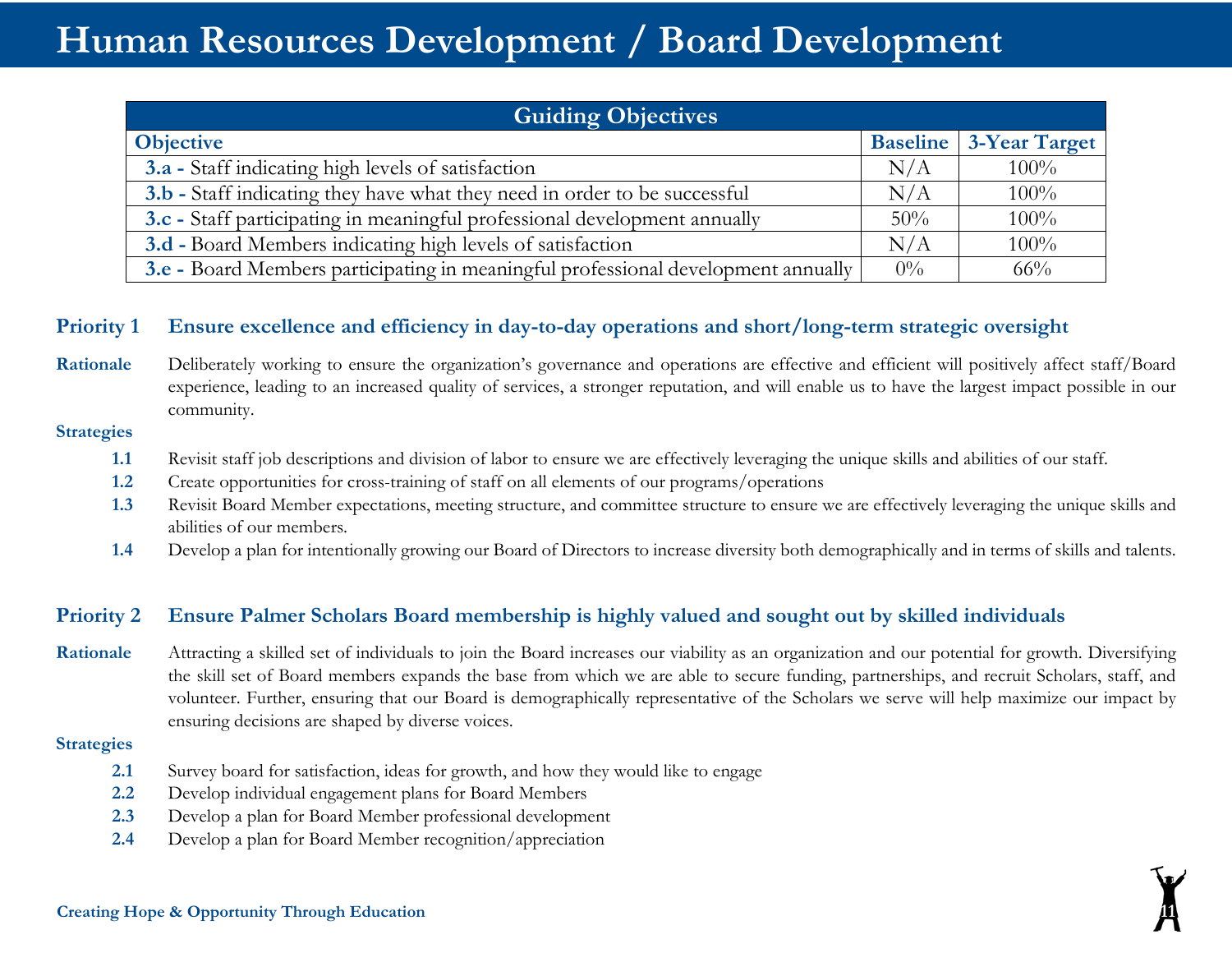# Human Resources Development / Board Development

| Guiding Objectives | | |
|---|---|---|
| **Objective** | **Baseline** | **3-Year Target** |
| **3.a -** Staff indicating high levels of satisfaction | N/A | 100% |
| **3.b -** Staff indicating they have what they need in order to be successful | N/A | 100% |
| **3.c -** Staff participating in meaningful professional development annually | 50% | 100% |
| **3.d -** Board Members indicating high levels of satisfaction | N/A | 100% |
| **3.e -** Board Members participating in meaningful professional development annually | 0% | 66% |

## Priority 1 Ensure excellence and efficiency in day-to-day operations and short/long-term strategic oversight

**Rationale** Deliberately working to ensure the organization's governance and operations are effective and efficient will positively affect staff/Board experience, leading to an increased quality of services, a stronger reputation, and will enable us to have the largest impact possible in our community.

**Strategies**

- **1.1** Revisit staff job descriptions and division of labor to ensure we are effectively leveraging the unique skills and abilities of our staff.
- **1.2** Create opportunities for cross-training of staff on all elements of our programs/operations
- **1.3** Revisit Board Member expectations, meeting structure, and committee structure to ensure we are effectively leveraging the unique skills and abilities of our members.
- **1.4** Develop a plan for intentionally growing our Board of Directors to increase diversity both demographically and in terms of skills and talents.

## Priority 2 Ensure Palmer Scholars Board membership is highly valued and sought out by skilled individuals

**Rationale** Attracting a skilled set of individuals to join the Board increases our viability as an organization and our potential for growth. Diversifying the skill set of Board members expands the base from which we are able to secure funding, partnerships, and recruit Scholars, staff, and volunteer. Further, ensuring that our Board is demographically representative of the Scholars we serve will help maximize our impact by ensuring decisions are shaped by diverse voices.

**Strategies**

- **2.1** Survey board for satisfaction, ideas for growth, and how they would like to engage
- **2.2** Develop individual engagement plans for Board Members
- **2.3** Develop a plan for Board Member professional development
- **2.4** Develop a plan for Board Member recognition/appreciation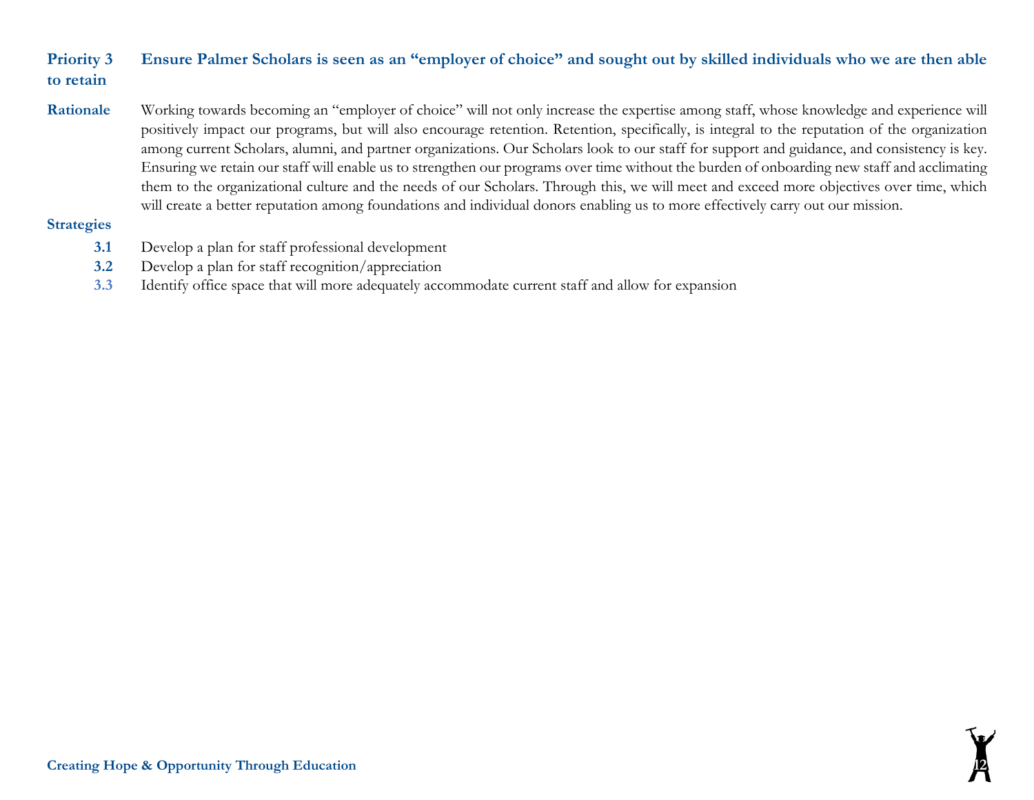**Priority 3** **Ensure Palmer Scholars is seen as an "employer of choice" and sought out by skilled individuals who we are then able to retain**

**Rationale** Working towards becoming an "employer of choice" will not only increase the expertise among staff, whose knowledge and experience will positively impact our programs, but will also encourage retention. Retention, specifically, is integral to the reputation of the organization among current Scholars, alumni, and partner organizations. Our Scholars look to our staff for support and guidance, and consistency is key. Ensuring we retain our staff will enable us to strengthen our programs over time without the burden of onboarding new staff and acclimating them to the organizational culture and the needs of our Scholars. Through this, we will meet and exceed more objectives over time, which will create a better reputation among foundations and individual donors enabling us to more effectively carry out our mission.

**Strategies**

- **3.1** Develop a plan for staff professional development
- **3.2** Develop a plan for staff recognition/appreciation
- **3.3** Identify office space that will more adequately accommodate current staff and allow for expansion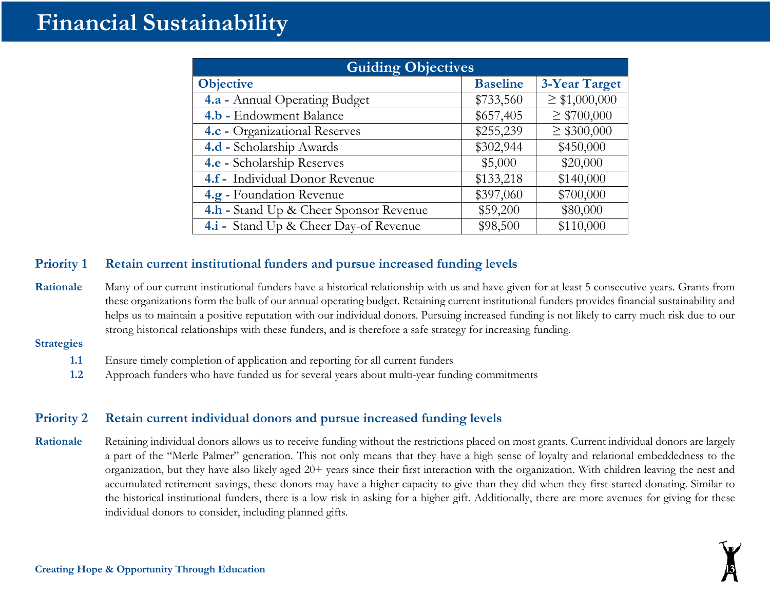# Financial Sustainability

| Guiding Objectives | | |
|---|---|---|
| **Objective** | **Baseline** | **3-Year Target** |
| **4.a -** Annual Operating Budget | $733,560 | ≥ $1,000,000 |
| **4.b -** Endowment Balance | $657,405 | ≥ $700,000 |
| **4.c -** Organizational Reserves | $255,239 | ≥ $300,000 |
| **4.d -** Scholarship Awards | $302,944 | $450,000 |
| **4.e -** Scholarship Reserves | $5,000 | $20,000 |
| **4.f -** Individual Donor Revenue | $133,218 | $140,000 |
| **4.g -** Foundation Revenue | $397,060 | $700,000 |
| **4.h -** Stand Up & Cheer Sponsor Revenue | $59,200 | $80,000 |
| **4.i -** Stand Up & Cheer Day-of Revenue | $98,500 | $110,000 |

## Priority 1 Retain current institutional funders and pursue increased funding levels

**Rationale** Many of our current institutional funders have a historical relationship with us and have given for at least 5 consecutive years. Grants from these organizations form the bulk of our annual operating budget. Retaining current institutional funders provides financial sustainability and helps us to maintain a positive reputation with our individual donors. Pursuing increased funding is not likely to carry much risk due to our strong historical relationships with these funders, and is therefore a safe strategy for increasing funding.

**Strategies**

- **1.1** Ensure timely completion of application and reporting for all current funders
- **1.2** Approach funders who have funded us for several years about multi-year funding commitments

## Priority 2 Retain current individual donors and pursue increased funding levels

**Rationale** Retaining individual donors allows us to receive funding without the restrictions placed on most grants. Current individual donors are largely a part of the "Merle Palmer" generation. This not only means that they have a high sense of loyalty and relational embeddedness to the organization, but they have also likely aged 20+ years since their first interaction with the organization. With children leaving the nest and accumulated retirement savings, these donors may have a higher capacity to give than they did when they first started donating. Similar to the historical institutional funders, there is a low risk in asking for a higher gift. Additionally, there are more avenues for giving for these individual donors to consider, including planned gifts.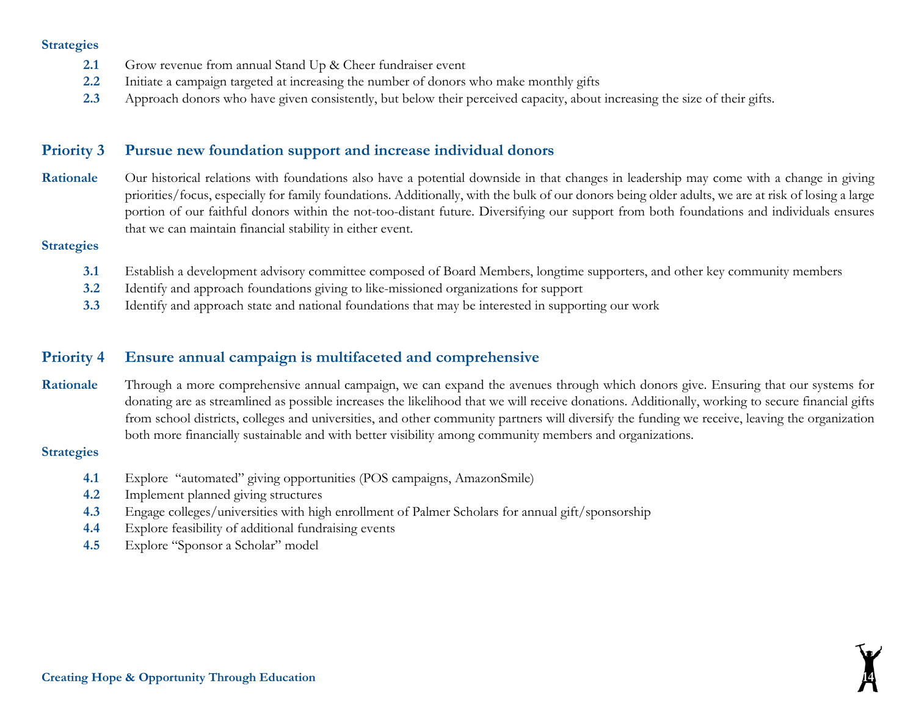**Strategies**

- **2.1** Grow revenue from annual Stand Up & Cheer fundraiser event
- **2.2** Initiate a campaign targeted at increasing the number of donors who make monthly gifts
- **2.3** Approach donors who have given consistently, but below their perceived capacity, about increasing the size of their gifts.

## Priority 3 Pursue new foundation support and increase individual donors

**Rationale** Our historical relations with foundations also have a potential downside in that changes in leadership may come with a change in giving priorities/focus, especially for family foundations. Additionally, with the bulk of our donors being older adults, we are at risk of losing a large portion of our faithful donors within the not-too-distant future. Diversifying our support from both foundations and individuals ensures that we can maintain financial stability in either event.

**Strategies**

- **3.1** Establish a development advisory committee composed of Board Members, longtime supporters, and other key community members
- **3.2** Identify and approach foundations giving to like-missioned organizations for support
- **3.3** Identify and approach state and national foundations that may be interested in supporting our work

## Priority 4 Ensure annual campaign is multifaceted and comprehensive

**Rationale** Through a more comprehensive annual campaign, we can expand the avenues through which donors give. Ensuring that our systems for donating are as streamlined as possible increases the likelihood that we will receive donations. Additionally, working to secure financial gifts from school districts, colleges and universities, and other community partners will diversify the funding we receive, leaving the organization both more financially sustainable and with better visibility among community members and organizations.

**Strategies**

- **4.1** Explore "automated" giving opportunities (POS campaigns, AmazonSmile)
- **4.2** Implement planned giving structures
- **4.3** Engage colleges/universities with high enrollment of Palmer Scholars for annual gift/sponsorship
- **4.4** Explore feasibility of additional fundraising events
- **4.5** Explore "Sponsor a Scholar" model